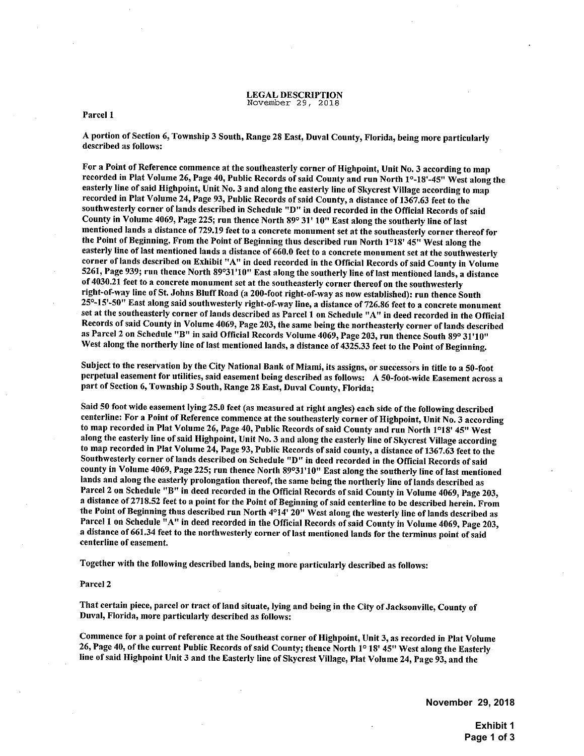# LEGAL DESCRIPTION

November 29, 2018

**Parcel 1**

A portion of Section 6, Township 3 South, Range 28 East, Duval County, Florida, being more particularly described as follows:

For a Point of Reference commence at the southeasterly corner of Highpoint, Unit No. 3 according to map recorded in Plat Volume 26, Page 40, Public Records of said County and run North 1°-18'-45" West along the easterly line of said Highpoint, Unit No. 3 and along the easterly line of Skycrest Village according to map recorded in Plat Volume 24, Page 93, Public Records of said County, a distance of 1367.63 feet to the southwesterly corner of lands described in Schedule "D" in deed recorded in the Official Records of said County in Volume 4069, Page 225; run thence North 89° 31' 10" East along the southerly line of last mentioned lands a distance of 729.19 feet to a concrete monument set at the southeasterly corner thereof for the Point of Beginning. From the Point of Beginning thus described run North 1°18' 45" West along the easterly line of last mentioned lands a distance of 660.0 feet to a concrete monument set at the southwesterly corner of lands described on Exhibit "A" in deed recorded in the Official Records of said County in Volume 5261, Page 939; run thence North 89°31'10" East along the southerly line of last mentioned lands, a distance of 4030.21 feet to a concrete monument set at the southeasterly corner thereof on the southwesterly right-of-way line of St. Johns Bluff Road (a 200-foot right-of-way as now established): run thence South 25°-15'-50" East along said southwesterly right-of-way line, a distance of 726.86 feet to a concrete monument set at the southeasterly corner of lands described as Parcel 1 on Schedule "A" in deed recorded in the Official Records of said County in Volume 4069, Page 203, the same being the northeasterly corner of lands described as Parcel 2 on Schedule "B" in said Official Records Volume 4069, Page 203, run thence South 89° 31'10" West along the northerly line of last mentioned lands, a distance of 4325.33 feet to the Point of Beginning.

Subject to the reservation by the City National Bank of Miami, its assigns, or successors in title to a 50-foot perpetual easement for utilities, said easement being described as follows: A 50-foot-wide Easement across a part of Section 6, Township 3 South, Range 28 East, Duval County, Florida;

Said 50 foot wide easement lying 25.0 feet (as measured at right angles) each side of the following described centerline: For a Point of Reference commence at the southeasterly corner of Highpoint, Unit No. 3 according to map recorded in Plat Volume 26, Page 40, Public Records of said County and run North 1°18' 45" West along the easterly line of said Highpoint, Unit No. 3 and along the easterly line of Skycrest Village according to map recorded in Plat Volume 24, Page 93, Public Records of said county, a distance of 1367.63 feet to the Southwesterly corner of lands described on Schedule "D" in deed recorded in the Official Records of said county in Volume 4069, Page 225; run thence North 89°31'10" East along the southerly line of last mentioned lands and along the easterly prolongation thereof, the same being the northerly line of lands described as Parcel 2 on Schedule "B" in deed recorded in the Official Records of said County in Volume 4069, Page 203, a distance of 2718.52 feet to a point for the Point of Beginning of said centerline to be described herein. From the Point of Beginning thus described run North 4°14' 20" West along the westerly line of lands described as Parcel 1 on Schedule "A" in deed recorded in the Official Records of said County in Volume 4069, Page 203, a distance of 661.34 feet to the northwesterly corner of last mentioned lands for the terminus point of said centerline of easement.

Together with the following described lands, being more particularly described as follows:

**Parcel 2**

That certain piece, parcel or tract of land situate, lying and being in the City of Jacksonville, County of Duval, Florida, more particularly described as follows:

Commence for a point of reference at the Southeast corner of Highpoint, Unit 3, as recorded in Plat Volume 26, Page 40, of the current Public Records of said County; thence North 1° 18' 45" West along the Easterly line of said Highpoint Unit 3 and the Easterly line of Skycrest Village, Plat Volume 24, Page 93, and the

**November 29, 2018**

**Exhibit 1**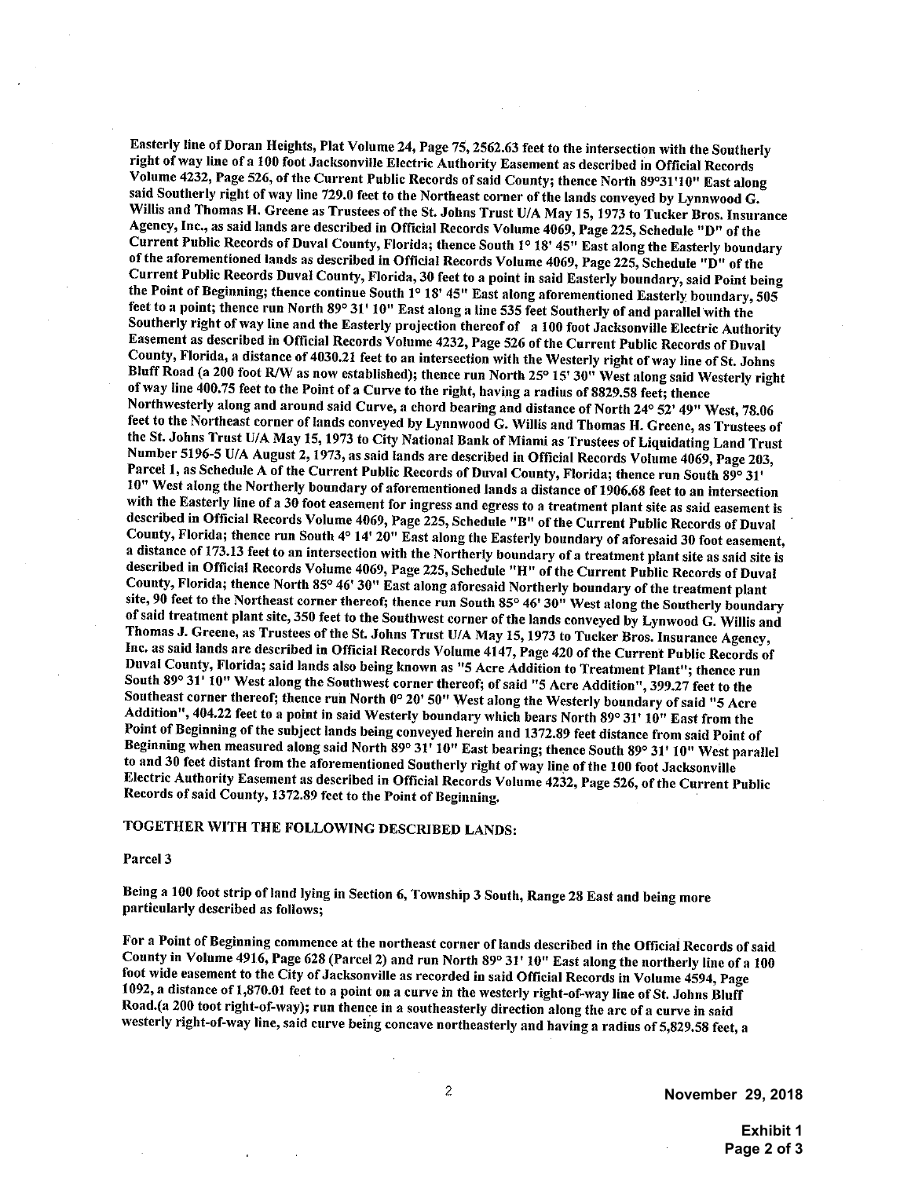Easterly line of Doran Heights, Plat Volume 24, Page 75, 2562.63 feet to the intersection with the Southerly right of way line of a 100 foot Jacksonville Electric Authority Easement as described in Official Records Volume 4232, Page 526, of the Current Public Records of said County; thence North 89°31'10" East along said Southerly right of way line 729.0 feet to the Northeast corner of the lands conveyed by Lynnwood G. Willis and Thomas H. Greene as Trustees of the St. Johns Trust U/A May 15, 1973 to Tucker Bros. Insurance Agency, Inc., as said lands are described in Official Records Volume 4069, Page 225, Schedule "D" of the Current Public Records of Duval County, Florida; thence South 1° 18' 45" East along the Easterly boundary of the aforementioned lands as described in Official Records Volume 4069, Page 225, Schedule "D" of the Current Public Records Duval County, Florida, 30 feet to a point in said Easterly boundary, said Point being the Point of Beginning; thence continue South 1° 18' 45" East along aforementioned Easterly boundary, 505 feet to a point; thence run North 89° 31' 10" East along a line 535 feet Southerly of and parallel with the Southerly right of way line and the Easterly projection thereof of a 100 foot Jacksonville Electric Authority Easement as described in Official Records Volume 4232, Page 526 of the Current Public Records of Duval County, Florida, a distance of 4030.21 feet to an intersection with the Westerly right of way line of St. Johns Bluff Road (a 200 foot R/W as now established); thence run North 25° 15' 30" West along said Westerly right of way line 400.75 feet to the Point of a Curve to the right, having a radius of 8829.58 feet; thence Northwesterly along and around said Curve, a chord bearing and distance of North 24° 52' 49" West, 78.06 feet to the Northeast corner of lands conveyed by Lynnwood G. Willis and Thomas H. Greene, as Trustees of the St. Johns Trust U/A May 15, 1973 to City National Bank of Miami as Trustees of Liquidating Land Trust Number 5196-5 U/A August 2, 1973, as said lands are described in Official Records Volume 4069, Page 203, Parcel 1, as Schedule A of the Current Public Records of Duval County, Florida; thence run South 89° 31' 10" West along the Northerly boundary of aforementioned lands a distance of 1906.68 feet to an intersection with the Easterly line of a 30 foot easement for ingress and egress to a treatment plant site as said easement is described in Official Records Volume 4069, Page 225, Schedule "B" of the Current Public Records of Duval County, Florida; thence run South 4° 14' 20" East along the Easterly boundary of aforesaid 30 foot easement, a distance of 173.13 feet to an intersection with the Northerly boundary of a treatment plant site as said site is described in Official Records Volume 4069, Page 225, Schedule "H" of the Current Public Records of Duval County, Florida; thence North 85° 46' 30" East along aforesaid Northerly boundary of the treatment plant site, 90 feet to the Northeast corner thereof; thence run South 85° 46' 30" West along the Southerly boundary of said treatment plant site, 350 feet to the Southwest corner of the lands conveyed by Lynwood G. Willis and Thomas J. Greene, as Trustees of the St. Johns Trust U/A May 15, 1973 to Tucker Bros. Insurance Agency, Inc. as said lands are described in Official Records Volume 4147, Page 420 of the Current Public Records of Duval County, Florida; said lands also being known as "5 Acre Addition to Treatment Plant"; thence run South 89° 31' 10" West along the Southwest corner thereof; of said "5 Acre Addition", 399.27 feet to the Southeast corner thereof; thence run North 0° 20' 50" West along the Westerly boundary of said "5 Acre Addition", 404.22 feet to a point in said Westerly boundary which bears North 89° 31' 10" East from the Point of Beginning of the subject lands being conveyed herein and 1372.89 feet distance from said Point of Beginning when measured along said North 89° 31' 10" East bearing; thence South 89° 31' 10" West parallel to and 30 feet distant from the aforementioned Southerly right of way line of the 100 foot Jacksonville Electric Authority Easement as described in Official Records Volume 4232, Page 526, of the Current Public Records of said County, 1372.89 feet to the Point of Beginning.

TOGETHER WITH THE FOLLOWING DESCRIBED LANDS:

Parcel 3

Being a 100 foot strip of land lying in Section 6, Township 3 South, Range 28 East and being more particularly described as follows;

For a Point of Beginning commence at the northeast corner of lands described in the Official Records of said County in Volume 4916, Page 628 (Parcel 2) and run North 89° 31' 10" East along the northerly line of a 100 foot wide easement to the City of Jacksonville as recorded in said Official Records in Volume 4594, Page 1092, a distance of 1,870.01 feet to a point on a curve in the westerly right-of-way line of St. Johns Bluff Road.(a 200 toot right-of-way); run thence in a southeasterly direction along the arc of a curve in said westerly right-of-way line, said curve being concave northeasterly and having a radius of 5,829.58 feet, a

November 29, 2018

Exhibit 1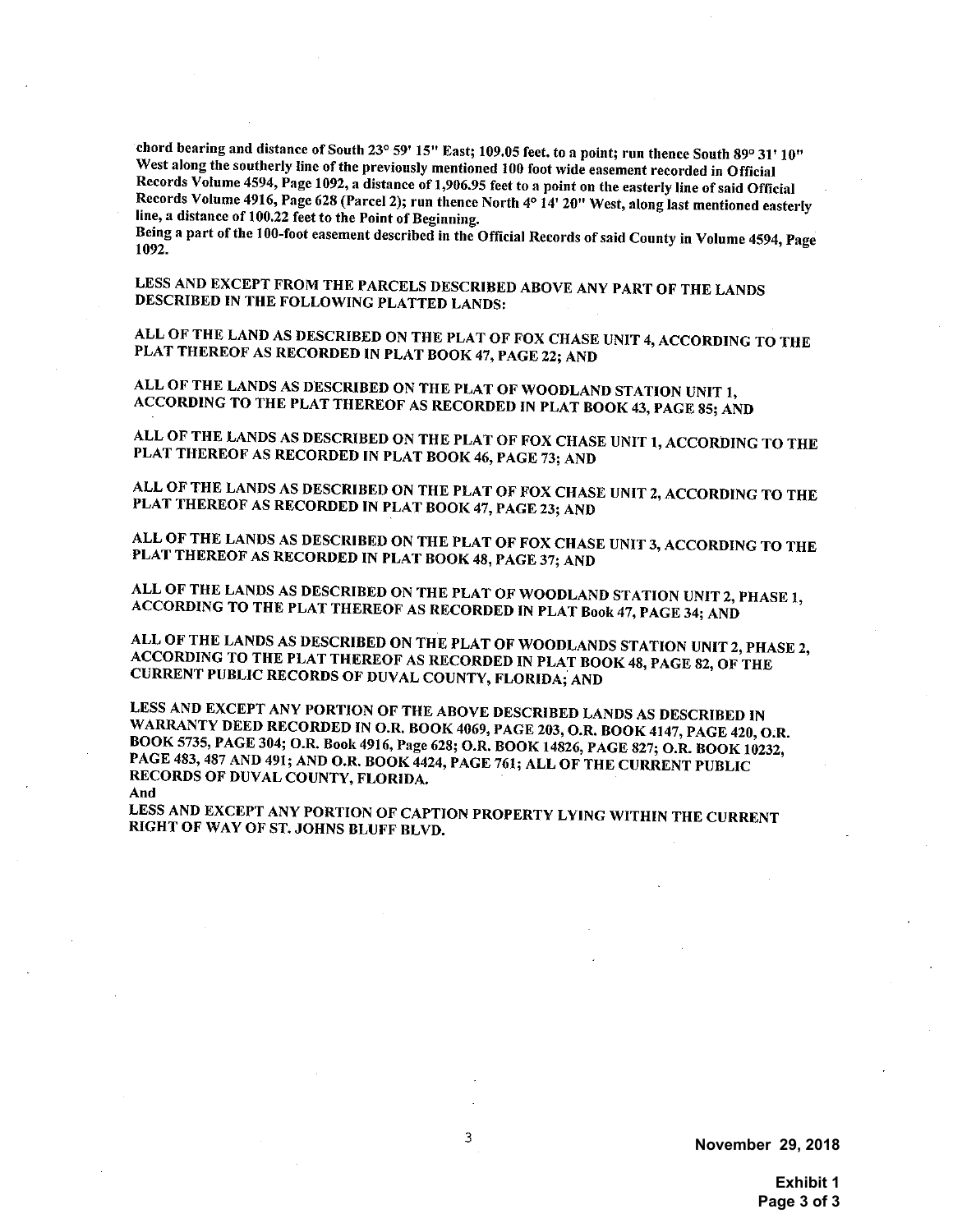chord bearing and distance of South 23° 59' 15" East; 109.05 feet. to a point; run thence South 89° 31' 10" West along the southerly line of the previously mentioned 100 foot wide easement recorded in Official Records Volume 4594, Page 1092, a distance of 1,906.95 feet to a point on the easterly line of said Official Records Volume 4916, Page 628 (Parcel 2); run thence North 4° 14' 20" West, along last mentioned easterly line, a distance of 100.22 feet to the Point of Beginning.

Being a part of the 100-foot easement described in the Official Records of said County in Volume 4594, Page 1092.

LESS AND EXCEPT FROM THE PARCELS DESCRIBED ABOVE ANY PART OF THE LANDS DESCRIBED IN THE FOLLOWING PLATTED LANDS:

ALL OF THE LAND AS DESCRIBED ON THE PLAT OF FOX CHASE UNIT 4, ACCORDING TO THE PLAT THEREOF AS RECORDED IN PLAT BOOK 47, PAGE 22; AND

ALL OF THE LANDS AS DESCRIBED ON THE PLAT OF WOODLAND STATION UNIT 1, ACCORDING TO THE PLAT THEREOF AS RECORDED IN PLAT BOOK 43, PAGE 85; AND

ALL OF THE LANDS AS DESCRIBED ON THE PLAT OF FOX CHASE UNIT 1, ACCORDING TO THE PLAT THEREOF AS RECORDED IN PLAT BOOK 46, PAGE 73; AND

ALL OF THE LANDS AS DESCRIBED ON THE PLAT OF FOX CHASE UNIT 2, ACCORDING TO THE PLAT THEREOF AS RECORDED IN PLAT BOOK 47, PAGE 23; AND

ALL OF THE LANDS AS DESCRIBED ON THE PLAT OF FOX CHASE UNIT 3, ACCORDING TO THE PLAT THEREOF AS RECORDED IN PLAT BOOK 48, PAGE 37; AND

ALL OF THE LANDS AS DESCRIBED ON THE PLAT OF WOODLAND STATION UNIT 2, PHASE 1, ACCORDING TO THE PLAT THEREOF AS RECORDED IN PLAT Book 47, PAGE 34; AND

ALL OF THE LANDS AS DESCRIBED ON THE PLAT OF WOODLANDS STATION UNIT 2, PHASE 2, ACCORDING TO THE PLAT THEREOF AS RECORDED IN PLAT BOOK 48, PAGE 82, OF THE CURRENT PUBLIC RECORDS OF DUVAL COUNTY, FLORIDA; AND

LESS AND EXCEPT ANY PORTION OF THE ABOVE DESCRIBED LANDS AS DESCRIBED IN WARRANTY DEED RECORDED IN O.R. BOOK 4069, PAGE 203, O.R. BOOK 4147, PAGE 420, O.R. BOOK 5735, PAGE 304; O.R. Book 4916, Page 628; O.R. BOOK 14826, PAGE 827; O.R. BOOK 10232, PAGE 483, 487 AND 491; AND O.R. BOOK 4424, PAGE 761; ALL OF THE CURRENT PUBLIC RECORDS OF DUVAL COUNTY, FLORIDA.

And

LESS AND EXCEPT ANY PORTION OF CAPTION PROPERTY LYING WITHIN THE CURRENT RIGHT OF WAY OF ST. JOHNS BLUFF BLVD.

**November 29, 2018**

**Exhibit 1**